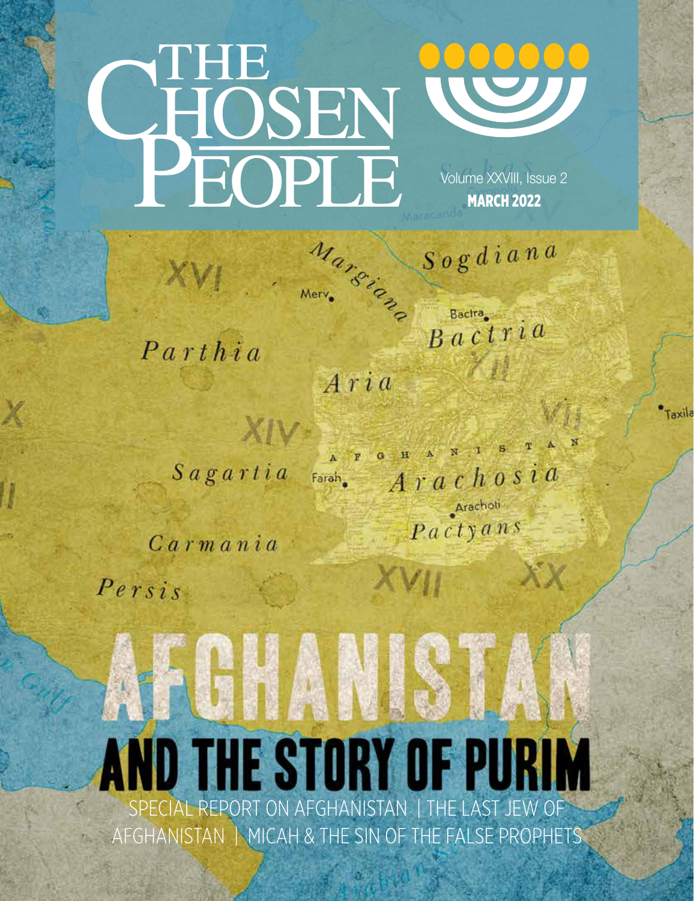# The Chosen People

Volume XXVIII, Issue 2

**MARCH 2022**

# AFGHANISTAN AND THE STORY OF PURIM

SPECIAL REPORT ON AFGHANISTAN | THE LAST JEW OF AFGHANISTAN | MICAH & THE SIN OF THE FALSE PROPHETS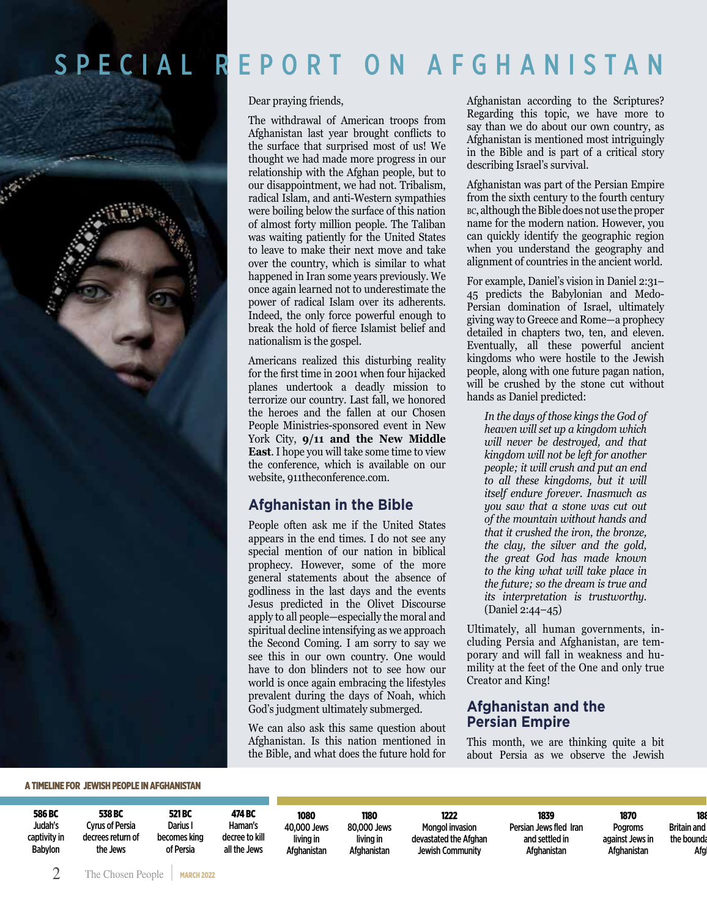# SPECIAL REPORT ON AFGHANISTAN

Dear praying friends,

The withdrawal of American troops from Afghanistan last year brought conflicts to the surface that surprised most of us! We thought we had made more progress in our relationship with the Afghan people, but to our disappointment, we had not. Tribalism, radical Islam, and anti-Western sympathies were boiling below the surface of this nation of almost forty million people. The Taliban was waiting patiently for the United States to leave to make their next move and take over the country, which is similar to what happened in Iran some years previously. We once again learned not to underestimate the power of radical Islam over its adherents. Indeed, the only force powerful enough to break the hold of fierce Islamist belief and nationalism is the gospel.

Americans realized this disturbing reality for the first time in 2001 when four hijacked planes undertook a deadly mission to terrorize our country. Last fall, we honored the heroes and the fallen at our Chosen People Ministries-sponsored event in New York City, **9/11 and the New Middle East**. I hope you will take some time to view the conference, which is available on our website, 911theconference.com.

## Afghanistan in the Bible

People often ask me if the United States appears in the end times. I do not see any special mention of our nation in biblical prophecy. However, some of the more general statements about the absence of godliness in the last days and the events Jesus predicted in the Olivet Discourse apply to all people—especially the moral and spiritual decline intensifying as we approach the Second Coming. I am sorry to say we see this in our own country. One would have to don blinders not to see how our world is once again embracing the lifestyles prevalent during the days of Noah, which God's judgment ultimately submerged.

We can also ask this same question about Afghanistan. Is this nation mentioned in the Bible, and what does the future hold for Afghanistan according to the Scriptures? Regarding this topic, we have more to say than we do about our own country, as Afghanistan is mentioned most intriguingly in the Bible and is part of a critical story describing Israel's survival.

Afghanistan was part of the Persian Empire from the sixth century to the fourth century BC, although the Bible does not use the proper name for the modern nation. However, you can quickly identify the geographic region when you understand the geography and alignment of countries in the ancient world.

For example, Daniel's vision in Daniel 2:31–45 predicts the Babylonian and Medo-Persian domination of Israel, ultimately giving way to Greece and Rome—a prophecy detailed in chapters two, ten, and eleven. Eventually, all these powerful ancient kingdoms who were hostile to the Jewish people, along with one future pagan nation, will be crushed by the stone cut without hands as Daniel predicted:

> *In the days of those kings the God of heaven will set up a kingdom which will never be destroyed, and that kingdom will not be left for another people; it will crush and put an end to all these kingdoms, but it will itself endure forever. Inasmuch as you saw that a stone was cut out of the mountain without hands and that it crushed the iron, the bronze, the clay, the silver and the gold, the great God has made known to the king what will take place in the future; so the dream is true and its interpretation is trustworthy.* (Daniel 2:44–45)

Ultimately, all human governments, including Persia and Afghanistan, are temporary and will fall in weakness and humility at the feet of the One and only true Creator and King!

## Afghanistan and the Persian Empire

This month, we are thinking quite a bit about Persia as we observe the Jewish

**A TIMELINE FOR JEWISH PEOPLE IN AFGHANISTAN**

| 586 BC | 538 BC | 521 BC | 474 BC | 1080 | 1180 | 1222 | 1839 | 1870 | 188 |
|---|---|---|---|---|---|---|---|---|---|
| Judah's captivity in Babylon | Cyrus of Persia decrees return of the Jews | Darius I becomes king of Persia | Haman's decree to kill all the Jews | 40,000 Jews living in Afghanistan | 80,000 Jews living in Afghanistan | Mongol invasion devastated the Afghan Jewish Community | Persian Jews fled Iran and settled in Afghanistan | Pogroms against Jews in Afghanistan | Britain and the bounda Afg |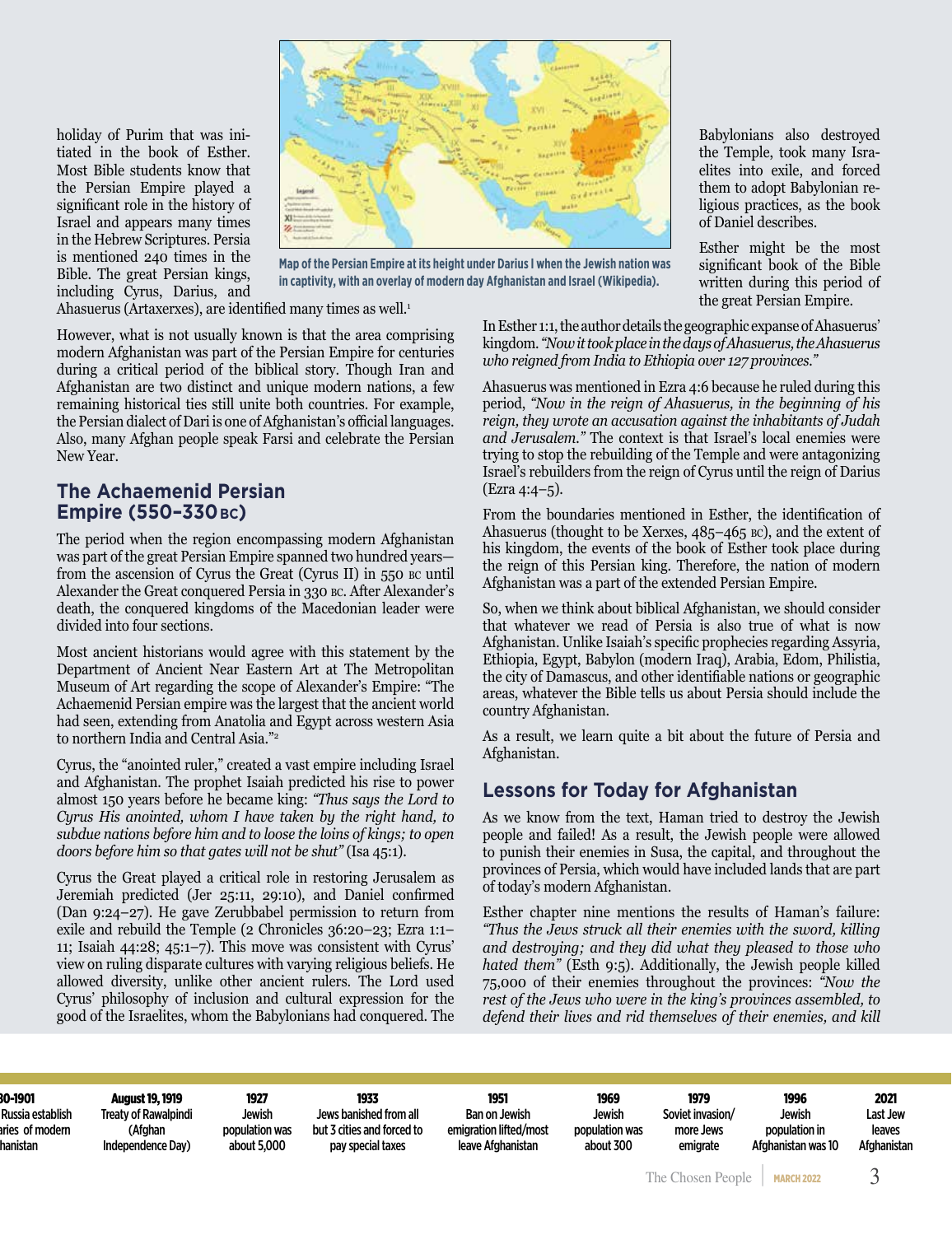holiday of Purim that was initiated in the book of Esther. Most Bible students know that the Persian Empire played a significant role in the history of Israel and appears many times in the Hebrew Scriptures. Persia is mentioned 240 times in the Bible. The great Persian kings, including Cyrus, Darius, and Ahasuerus (Artaxerxes), are identified many times as well.[1]

Map of the Persian Empire at its height under Darius I when the Jewish nation was in captivity, with an overlay of modern day Afghanistan and Israel (Wikipedia).

However, what is not usually known is that the area comprising modern Afghanistan was part of the Persian Empire for centuries during a critical period of the biblical story. Though Iran and Afghanistan are two distinct and unique modern nations, a few remaining historical ties still unite both countries. For example, the Persian dialect of Dari is one of Afghanistan's official languages. Also, many Afghan people speak Farsi and celebrate the Persian New Year.

## The Achaemenid Persian Empire (550–330 BC)

The period when the region encompassing modern Afghanistan was part of the great Persian Empire spanned two hundred years—from the ascension of Cyrus the Great (Cyrus II) in 550 BC until Alexander the Great conquered Persia in 330 BC. After Alexander's death, the conquered kingdoms of the Macedonian leader were divided into four sections.

Most ancient historians would agree with this statement by the Department of Ancient Near Eastern Art at The Metropolitan Museum of Art regarding the scope of Alexander's Empire: "The Achaemenid Persian empire was the largest that the ancient world had seen, extending from Anatolia and Egypt across western Asia to northern India and Central Asia."[2]

Cyrus, the "anointed ruler," created a vast empire including Israel and Afghanistan. The prophet Isaiah predicted his rise to power almost 150 years before he became king: *"Thus says the Lord to Cyrus His anointed, whom I have taken by the right hand, to subdue nations before him and to loose the loins of kings; to open doors before him so that gates will not be shut"* (Isa 45:1).

Cyrus the Great played a critical role in restoring Jerusalem as Jeremiah predicted (Jer 25:11, 29:10), and Daniel confirmed (Dan 9:24–27). He gave Zerubbabel permission to return from exile and rebuild the Temple (2 Chronicles 36:20–23; Ezra 1:1–11; Isaiah 44:28; 45:1–7). This move was consistent with Cyrus' view on ruling disparate cultures with varying religious beliefs. He allowed diversity, unlike other ancient rulers. The Lord used Cyrus' philosophy of inclusion and cultural expression for the good of the Israelites, whom the Babylonians had conquered. The Babylonians also destroyed the Temple, took many Israelites into exile, and forced them to adopt Babylonian religious practices, as the book of Daniel describes.

Esther might be the most significant book of the Bible written during this period of the great Persian Empire.

In Esther 1:1, the author details the geographic expanse of Ahasuerus' kingdom. *"Now it took place in the days of Ahasuerus, the Ahasuerus who reigned from India to Ethiopia over 127 provinces."*

Ahasuerus was mentioned in Ezra 4:6 because he ruled during this period, *"Now in the reign of Ahasuerus, in the beginning of his reign, they wrote an accusation against the inhabitants of Judah and Jerusalem."* The context is that Israel's local enemies were trying to stop the rebuilding of the Temple and were antagonizing Israel's rebuilders from the reign of Cyrus until the reign of Darius (Ezra 4:4–5).

From the boundaries mentioned in Esther, the identification of Ahasuerus (thought to be Xerxes, 485–465 BC), and the extent of his kingdom, the events of the book of Esther took place during the reign of this Persian king. Therefore, the nation of modern Afghanistan was a part of the extended Persian Empire.

So, when we think about biblical Afghanistan, we should consider that whatever we read of Persia is also true of what is now Afghanistan. Unlike Isaiah's specific prophecies regarding Assyria, Ethiopia, Egypt, Babylon (modern Iraq), Arabia, Edom, Philistia, the city of Damascus, and other identifiable nations or geographic areas, whatever the Bible tells us about Persia should include the country Afghanistan.

As a result, we learn quite a bit about the future of Persia and Afghanistan.

## Lessons for Today for Afghanistan

As we know from the text, Haman tried to destroy the Jewish people and failed! As a result, the Jewish people were allowed to punish their enemies in Susa, the capital, and throughout the provinces of Persia, which would have included lands that are part of today's modern Afghanistan.

Esther chapter nine mentions the results of Haman's failure: *"Thus the Jews struck all their enemies with the sword, killing and destroying; and they did what they pleased to those who hated them"* (Esth 9:5). Additionally, the Jewish people killed 75,000 of their enemies throughout the provinces: *"Now the rest of the Jews who were in the king's provinces assembled, to defend their lives and rid themselves of their enemies, and kill*

| 30–1901 | August 19, 1919 | 1927 | 1933 | 1951 | 1969 | 1979 | 1996 | 2021 |
|---|---|---|---|---|---|---|---|---|
| Russia establish aries of modern hanistan | Treaty of Rawalpindi (Afghan Independence Day) | Jewish population was about 5,000 | Jews banished from all but 3 cities and forced to pay special taxes | Ban on Jewish emigration lifted/most leave Afghanistan | Jewish population was about 300 | Soviet invasion/ more Jews emigrate | Jewish population in Afghanistan was 10 | Last Jew leaves Afghanistan |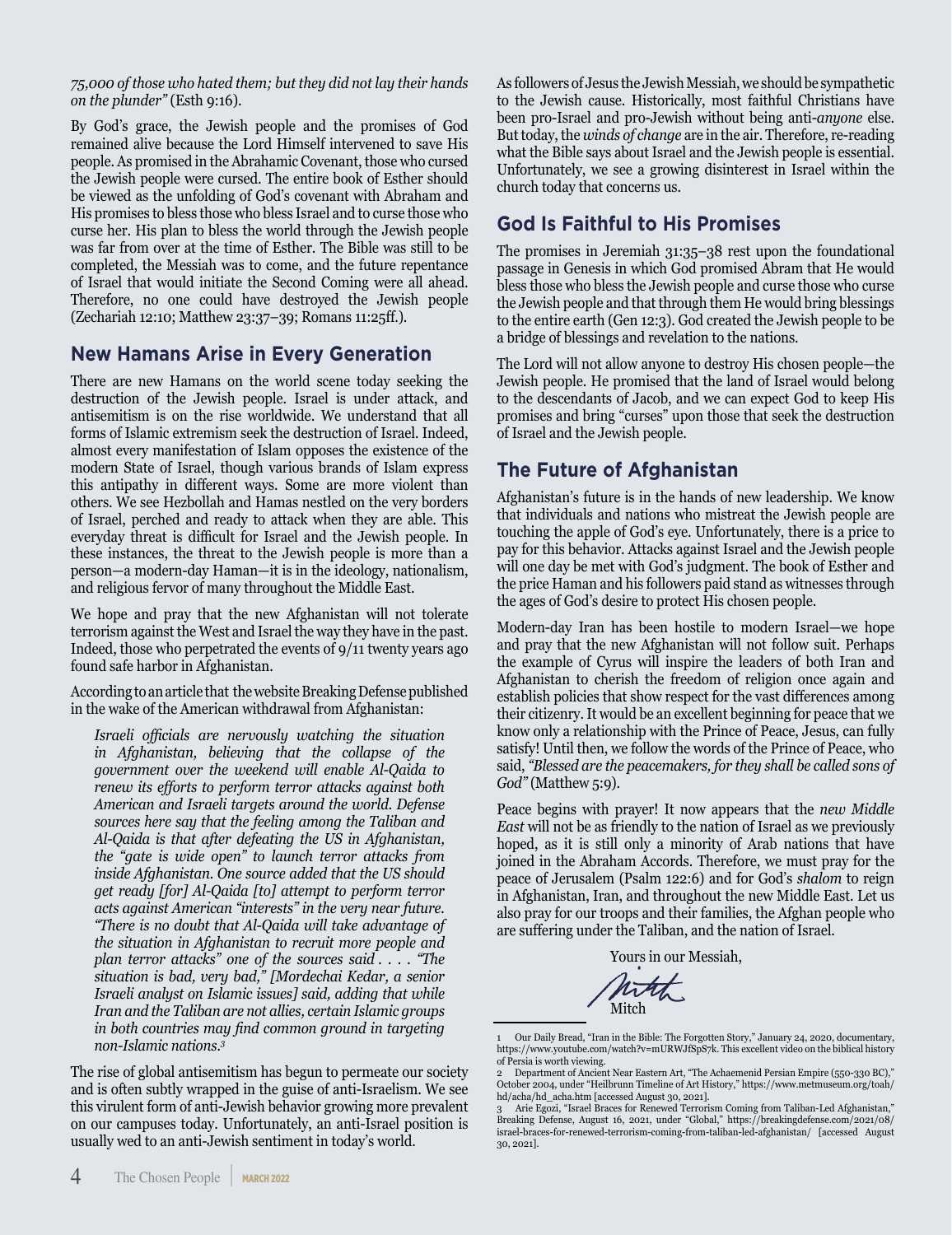*75,000 of those who hated them; but they did not lay their hands on the plunder"* (Esth 9:16).

By God's grace, the Jewish people and the promises of God remained alive because the Lord Himself intervened to save His people. As promised in the Abrahamic Covenant, those who cursed the Jewish people were cursed. The entire book of Esther should be viewed as the unfolding of God's covenant with Abraham and His promises to bless those who bless Israel and to curse those who curse her. His plan to bless the world through the Jewish people was far from over at the time of Esther. The Bible was still to be completed, the Messiah was to come, and the future repentance of Israel that would initiate the Second Coming were all ahead. Therefore, no one could have destroyed the Jewish people (Zechariah 12:10; Matthew 23:37–39; Romans 11:25ff.).

## New Hamans Arise in Every Generation

There are new Hamans on the world scene today seeking the destruction of the Jewish people. Israel is under attack, and antisemitism is on the rise worldwide. We understand that all forms of Islamic extremism seek the destruction of Israel. Indeed, almost every manifestation of Islam opposes the existence of the modern State of Israel, though various brands of Islam express this antipathy in different ways. Some are more violent than others. We see Hezbollah and Hamas nestled on the very borders of Israel, perched and ready to attack when they are able. This everyday threat is difficult for Israel and the Jewish people. In these instances, the threat to the Jewish people is more than a person—a modern-day Haman—it is in the ideology, nationalism, and religious fervor of many throughout the Middle East.

We hope and pray that the new Afghanistan will not tolerate terrorism against the West and Israel the way they have in the past. Indeed, those who perpetrated the events of 9/11 twenty years ago found safe harbor in Afghanistan.

According to an article that the website Breaking Defense published in the wake of the American withdrawal from Afghanistan:

> *Israeli officials are nervously watching the situation in Afghanistan, believing that the collapse of the government over the weekend will enable Al-Qaida to renew its efforts to perform terror attacks against both American and Israeli targets around the world. Defense sources here say that the feeling among the Taliban and Al-Qaida is that after defeating the US in Afghanistan, the "gate is wide open" to launch terror attacks from inside Afghanistan. One source added that the US should get ready [for] Al-Qaida [to] attempt to perform terror acts against American "interests" in the very near future. "There is no doubt that Al-Qaida will take advantage of the situation in Afghanistan to recruit more people and plan terror attacks" one of the sources said . . . . "The situation is bad, very bad," [Mordechai Kedar, a senior Israeli analyst on Islamic issues] said, adding that while Iran and the Taliban are not allies, certain Islamic groups in both countries may find common ground in targeting non-Islamic nations.*[3]

The rise of global antisemitism has begun to permeate our society and is often subtly wrapped in the guise of anti-Israelism. We see this virulent form of anti-Jewish behavior growing more prevalent on our campuses today. Unfortunately, an anti-Israel position is usually wed to an anti-Jewish sentiment in today's world.

As followers of Jesus the Jewish Messiah, we should be sympathetic to the Jewish cause. Historically, most faithful Christians have been pro-Israel and pro-Jewish without being anti-*anyone* else. But today, the *winds of change* are in the air. Therefore, re-reading what the Bible says about Israel and the Jewish people is essential. Unfortunately, we see a growing disinterest in Israel within the church today that concerns us.

## God Is Faithful to His Promises

The promises in Jeremiah 31:35–38 rest upon the foundational passage in Genesis in which God promised Abram that He would bless those who bless the Jewish people and curse those who curse the Jewish people and that through them He would bring blessings to the entire earth (Gen 12:3). God created the Jewish people to be a bridge of blessings and revelation to the nations.

The Lord will not allow anyone to destroy His chosen people—the Jewish people. He promised that the land of Israel would belong to the descendants of Jacob, and we can expect God to keep His promises and bring "curses" upon those that seek the destruction of Israel and the Jewish people.

## The Future of Afghanistan

Afghanistan's future is in the hands of new leadership. We know that individuals and nations who mistreat the Jewish people are touching the apple of God's eye. Unfortunately, there is a price to pay for this behavior. Attacks against Israel and the Jewish people will one day be met with God's judgment. The book of Esther and the price Haman and his followers paid stand as witnesses through the ages of God's desire to protect His chosen people.

Modern-day Iran has been hostile to modern Israel—we hope and pray that the new Afghanistan will not follow suit. Perhaps the example of Cyrus will inspire the leaders of both Iran and Afghanistan to cherish the freedom of religion once again and establish policies that show respect for the vast differences among their citizenry. It would be an excellent beginning for peace that we know only a relationship with the Prince of Peace, Jesus, can fully satisfy! Until then, we follow the words of the Prince of Peace, who said, *"Blessed are the peacemakers, for they shall be called sons of God"* (Matthew 5:9).

Peace begins with prayer! It now appears that the *new Middle East* will not be as friendly to the nation of Israel as we previously hoped, as it is still only a minority of Arab nations that have joined in the Abraham Accords. Therefore, we must pray for the peace of Jerusalem (Psalm 122:6) and for God's *shalom* to reign in Afghanistan, Iran, and throughout the new Middle East. Let us also pray for our troops and their families, the Afghan people who are suffering under the Taliban, and the nation of Israel.

Yours in our Messiah,

Mitch

---

1 Our Daily Bread, "Iran in the Bible: The Forgotten Story," January 24, 2020, documentary, https://www.youtube.com/watch?v=mURWJfSpS7k. This excellent video on the biblical history of Persia is worth viewing.

2 Department of Ancient Near Eastern Art, "The Achaemenid Persian Empire (550-330 BC)," October 2004, under "Heilbrunn Timeline of Art History," https://www.metmuseum.org/toah/hd/acha/hd_acha.htm [accessed August 30, 2021].

3 Arie Egozi, "Israel Braces for Renewed Terrorism Coming from Taliban-Led Afghanistan," Breaking Defense, August 16, 2021, under "Global," https://breakingdefense.com/2021/08/israel-braces-for-renewed-terrorism-coming-from-taliban-led-afghanistan/ [accessed August 30, 2021].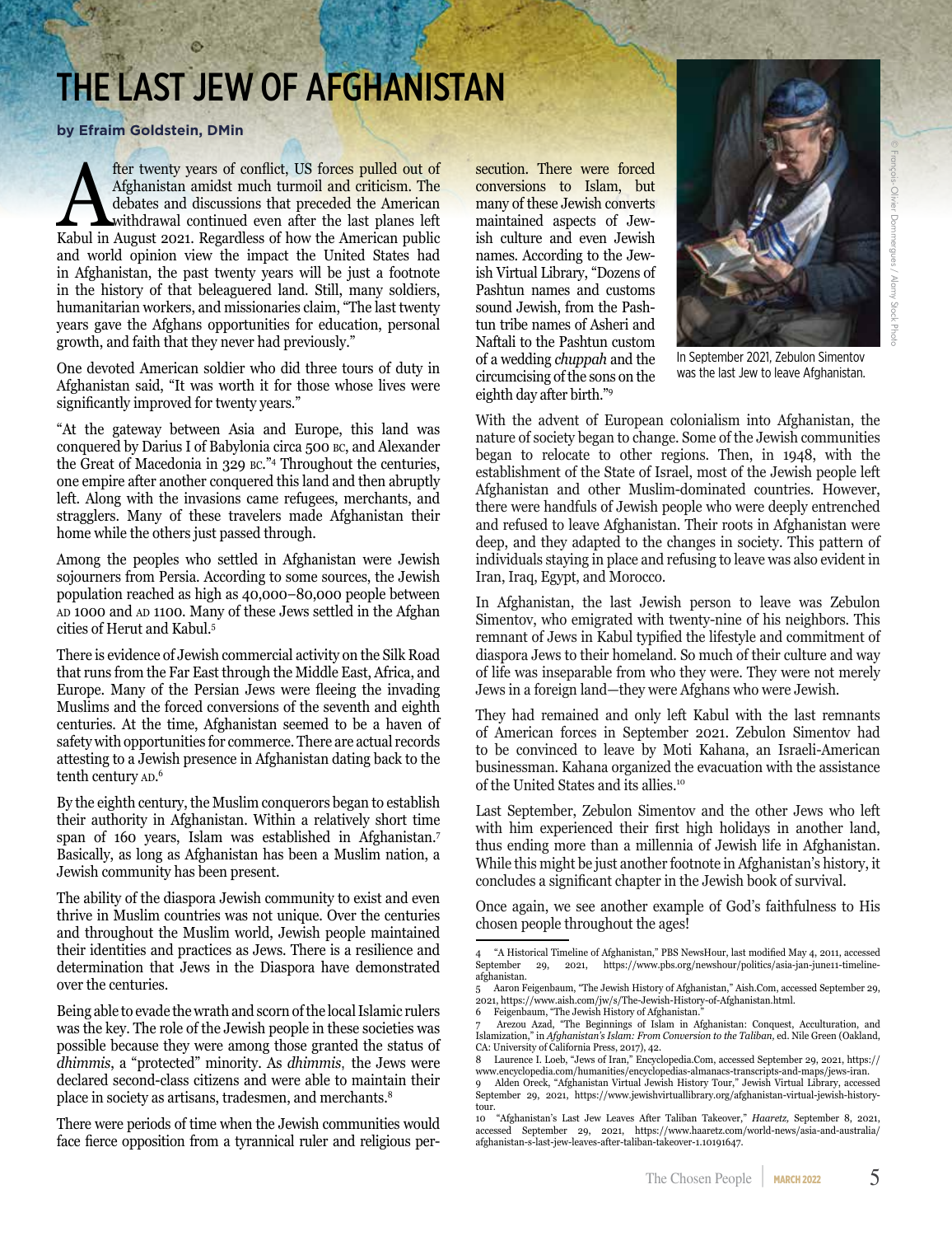# THE LAST JEW OF AFGHANISTAN

**by Efraim Goldstein, DMin**

After twenty years of conflict, US forces pulled out of Afghanistan amidst much turmoil and criticism. The debates and discussions that preceded the American withdrawal continued even after the last planes left Kabul in August 2021. Regardless of how the American public and world opinion view the impact the United States had in Afghanistan, the past twenty years will be just a footnote in the history of that beleaguered land. Still, many soldiers, humanitarian workers, and missionaries claim, "The last twenty years gave the Afghans opportunities for education, personal growth, and faith that they never had previously."

One devoted American soldier who did three tours of duty in Afghanistan said, "It was worth it for those whose lives were significantly improved for twenty years."

"At the gateway between Asia and Europe, this land was conquered by Darius I of Babylonia circa 500 BC, and Alexander the Great of Macedonia in 329 BC."[4] Throughout the centuries, one empire after another conquered this land and then abruptly left. Along with the invasions came refugees, merchants, and stragglers. Many of these travelers made Afghanistan their home while the others just passed through.

Among the peoples who settled in Afghanistan were Jewish sojourners from Persia. According to some sources, the Jewish population reached as high as 40,000–80,000 people between AD 1000 and AD 1100. Many of these Jews settled in the Afghan cities of Herut and Kabul.[5]

There is evidence of Jewish commercial activity on the Silk Road that runs from the Far East through the Middle East, Africa, and Europe. Many of the Persian Jews were fleeing the invading Muslims and the forced conversions of the seventh and eighth centuries. At the time, Afghanistan seemed to be a haven of safety with opportunities for commerce. There are actual records attesting to a Jewish presence in Afghanistan dating back to the tenth century AD.[6]

By the eighth century, the Muslim conquerors began to establish their authority in Afghanistan. Within a relatively short time span of 160 years, Islam was established in Afghanistan.[7] Basically, as long as Afghanistan has been a Muslim nation, a Jewish community has been present.

The ability of the diaspora Jewish community to exist and even thrive in Muslim countries was not unique. Over the centuries and throughout the Muslim world, Jewish people maintained their identities and practices as Jews. There is a resilience and determination that Jews in the Diaspora have demonstrated over the centuries.

Being able to evade the wrath and scorn of the local Islamic rulers was the key. The role of the Jewish people in these societies was possible because they were among those granted the status of *dhimmis*, a "protected" minority. As *dhimmis*, the Jews were declared second-class citizens and were able to maintain their place in society as artisans, tradesmen, and merchants.[8]

There were periods of time when the Jewish communities would face fierce opposition from a tyrannical ruler and religious persecution. There were forced conversions to Islam, but many of these Jewish converts maintained aspects of Jewish culture and even Jewish names. According to the Jewish Virtual Library, "Dozens of Pashtun names and customs sound Jewish, from the Pashtun tribe names of Asheri and Naftali to the Pashtun custom of a wedding *chuppah* and the circumcising of the sons on the eighth day after birth."[9]

In September 2021, Zebulon Simentov was the last Jew to leave Afghanistan.

With the advent of European colonialism into Afghanistan, the nature of society began to change. Some of the Jewish communities began to relocate to other regions. Then, in 1948, with the establishment of the State of Israel, most of the Jewish people left Afghanistan and other Muslim-dominated countries. However, there were handfuls of Jewish people who were deeply entrenched and refused to leave Afghanistan. Their roots in Afghanistan were deep, and they adapted to the changes in society. This pattern of individuals staying in place and refusing to leave was also evident in Iran, Iraq, Egypt, and Morocco.

In Afghanistan, the last Jewish person to leave was Zebulon Simentov, who emigrated with twenty-nine of his neighbors. This remnant of Jews in Kabul typified the lifestyle and commitment of diaspora Jews to their homeland. So much of their culture and way of life was inseparable from who they were. They were not merely Jews in a foreign land—they were Afghans who were Jewish.

They had remained and only left Kabul with the last remnants of American forces in September 2021. Zebulon Simentov had to be convinced to leave by Moti Kahana, an Israeli-American businessman. Kahana organized the evacuation with the assistance of the United States and its allies.[10]

Last September, Zebulon Simentov and the other Jews who left with him experienced their first high holidays in another land, thus ending more than a millennia of Jewish life in Afghanistan. While this might be just another footnote in Afghanistan's history, it concludes a significant chapter in the Jewish book of survival.

Once again, we see another example of God's faithfulness to His chosen people throughout the ages!

---

4 "A Historical Timeline of Afghanistan," PBS NewsHour, last modified May 4, 2011, accessed September 29, 2021, https://www.pbs.org/newshour/politics/asia-jan-june11-timeline-afghanistan.

5 Aaron Feigenbaum, "The Jewish History of Afghanistan," Aish.Com, accessed September 29, 2021, https://www.aish.com/jw/s/The-Jewish-History-of-Afghanistan.html.

6 Feigenbaum, "The Jewish History of Afghanistan."

7 Arezou Azad, "The Beginnings of Islam in Afghanistan: Conquest, Acculturation, and Islamization," in *Afghanistan's Islam: From Conversion to the Taliban*, ed. Nile Green (Oakland, CA: University of California Press, 2017), 42.

8 Laurence I. Loeb, "Jews of Iran," Encyclopedia.Com, accessed September 29, 2021, https://www.encyclopedia.com/humanities/encyclopedias-almanacs-transcripts-and-maps/jews-iran.

9 Alden Oreck, "Afghanistan Virtual Jewish History Tour," Jewish Virtual Library, accessed September 29, 2021, https://www.jewishvirtuallibrary.org/afghanistan-virtual-jewish-history-tour.

10 "Afghanistan's Last Jew Leaves After Taliban Takeover," *Haaretz*, September 8, 2021, accessed September 29, 2021, https://www.haaretz.com/world-news/asia-and-australia/afghanistan-s-last-jew-leaves-after-taliban-takeover-1.10191647.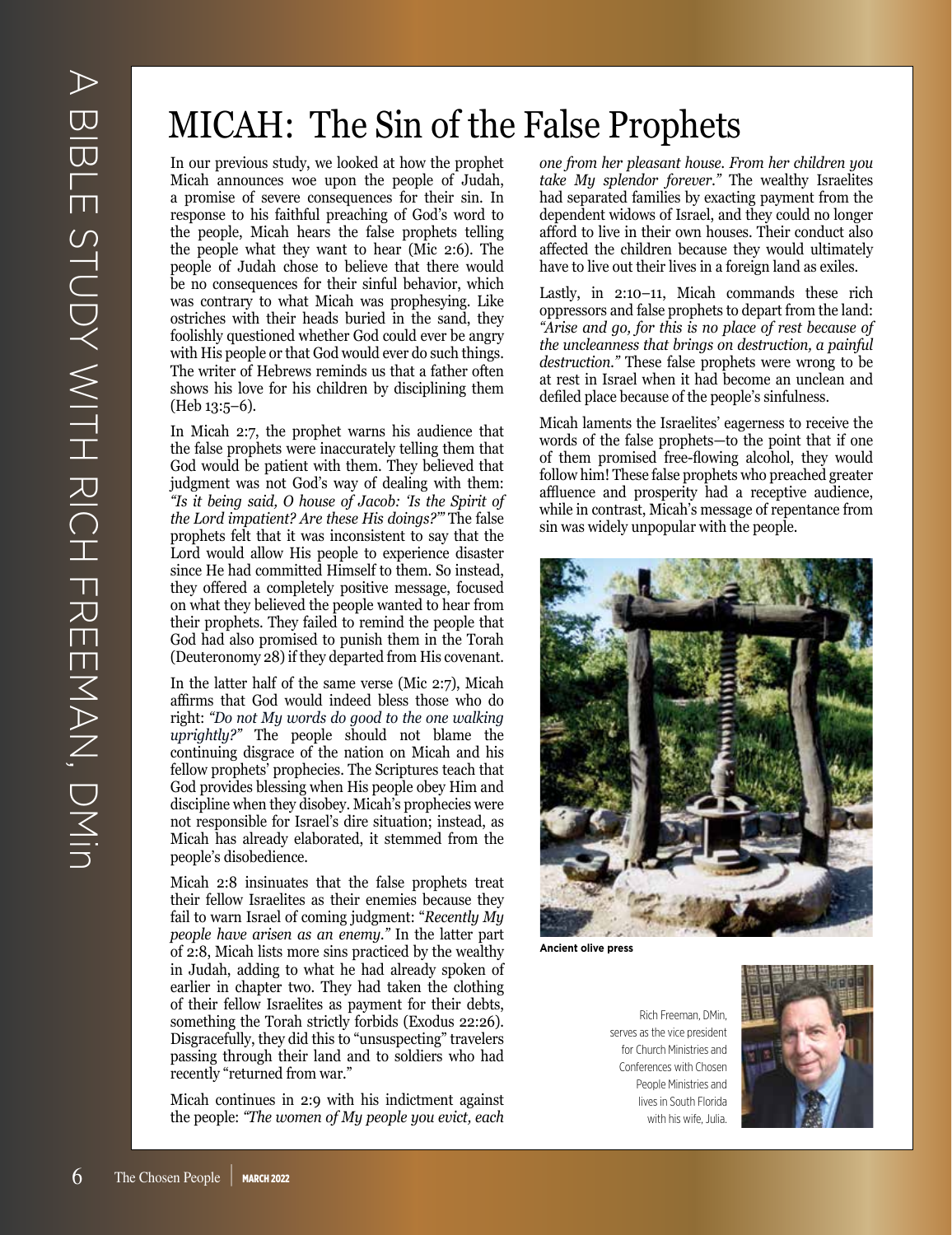# MICAH: The Sin of the False Prophets

In our previous study, we looked at how the prophet Micah announces woe upon the people of Judah, a promise of severe consequences for their sin. In response to his faithful preaching of God's word to the people, Micah hears the false prophets telling the people what they want to hear (Mic 2:6). The people of Judah chose to believe that there would be no consequences for their sinful behavior, which was contrary to what Micah was prophesying. Like ostriches with their heads buried in the sand, they foolishly questioned whether God could ever be angry with His people or that God would ever do such things. The writer of Hebrews reminds us that a father often shows his love for his children by disciplining them (Heb 13:5–6).

In Micah 2:7, the prophet warns his audience that the false prophets were inaccurately telling them that God would be patient with them. They believed that judgment was not God's way of dealing with them: *"Is it being said, O house of Jacob: 'Is the Spirit of the Lord impatient? Are these His doings?'"* The false prophets felt that it was inconsistent to say that the Lord would allow His people to experience disaster since He had committed Himself to them. So instead, they offered a completely positive message, focused on what they believed the people wanted to hear from their prophets. They failed to remind the people that God had also promised to punish them in the Torah (Deuteronomy 28) if they departed from His covenant.

In the latter half of the same verse (Mic 2:7), Micah affirms that God would indeed bless those who do right: *"Do not My words do good to the one walking uprightly?"* The people should not blame the continuing disgrace of the nation on Micah and his fellow prophets' prophecies. The Scriptures teach that God provides blessing when His people obey Him and discipline when they disobey. Micah's prophecies were not responsible for Israel's dire situation; instead, as Micah has already elaborated, it stemmed from the people's disobedience.

Micah 2:8 insinuates that the false prophets treat their fellow Israelites as their enemies because they fail to warn Israel of coming judgment: "*Recently My people have arisen as an enemy."* In the latter part of 2:8, Micah lists more sins practiced by the wealthy in Judah, adding to what he had already spoken of earlier in chapter two. They had taken the clothing of their fellow Israelites as payment for their debts, something the Torah strictly forbids (Exodus 22:26). Disgracefully, they did this to "unsuspecting" travelers passing through their land and to soldiers who had recently "returned from war."

Micah continues in 2:9 with his indictment against the people: *"The women of My people you evict, each one from her pleasant house. From her children you take My splendor forever."* The wealthy Israelites had separated families by exacting payment from the dependent widows of Israel, and they could no longer afford to live in their own houses. Their conduct also affected the children because they would ultimately have to live out their lives in a foreign land as exiles.

Lastly, in 2:10–11, Micah commands these rich oppressors and false prophets to depart from the land: *"Arise and go, for this is no place of rest because of the uncleanness that brings on destruction, a painful destruction."* These false prophets were wrong to be at rest in Israel when it had become an unclean and defiled place because of the people's sinfulness.

Micah laments the Israelites' eagerness to receive the words of the false prophets—to the point that if one of them promised free-flowing alcohol, they would follow him! These false prophets who preached greater affluence and prosperity had a receptive audience, while in contrast, Micah's message of repentance from sin was widely unpopular with the people.

**Ancient olive press**

Rich Freeman, DMin, serves as the vice president for Church Ministries and Conferences with Chosen People Ministries and lives in South Florida with his wife, Julia.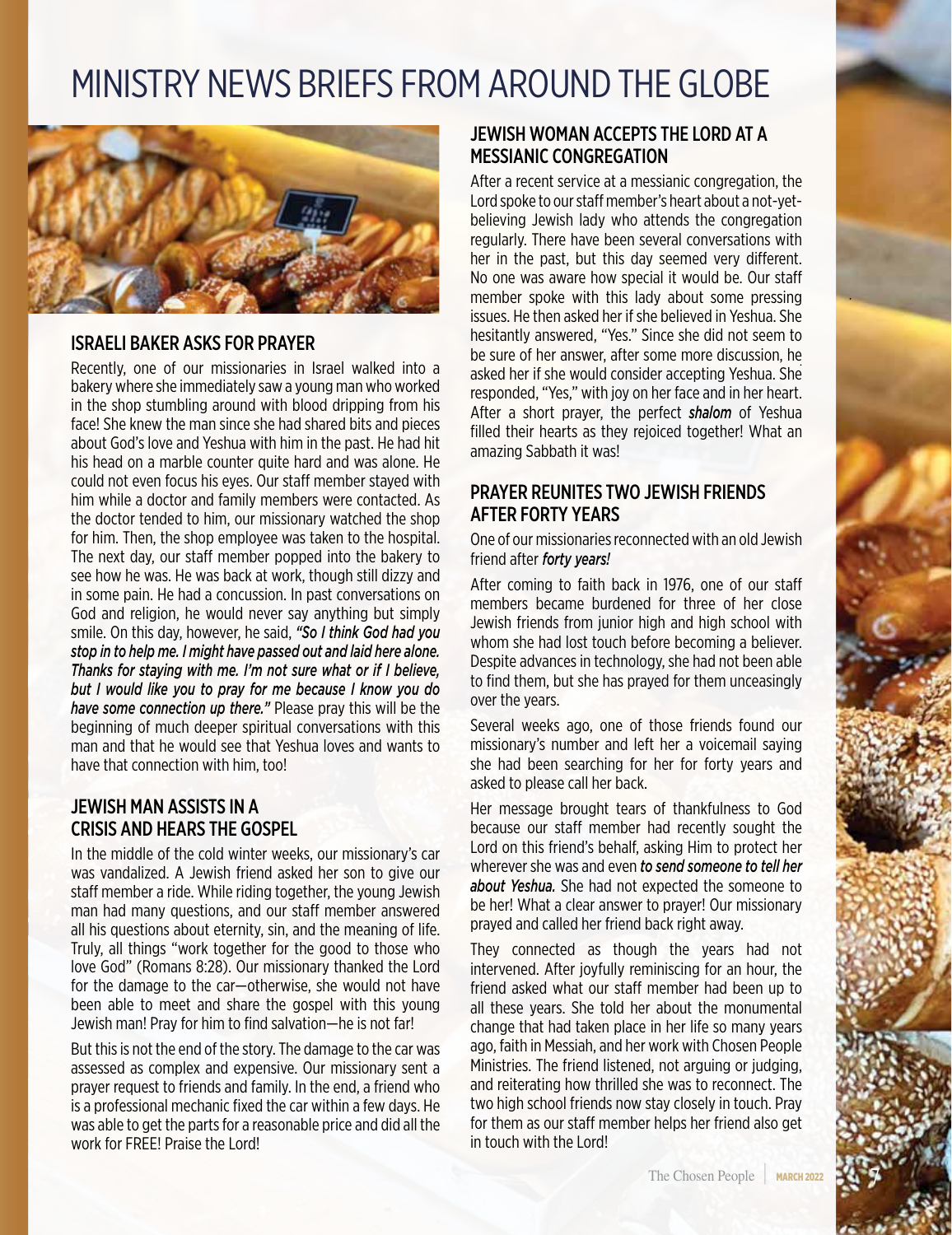# MINISTRY NEWS BRIEFS FROM AROUND THE GLOBE

## ISRAELI BAKER ASKS FOR PRAYER

Recently, one of our missionaries in Israel walked into a bakery where she immediately saw a young man who worked in the shop stumbling around with blood dripping from his face! She knew the man since she had shared bits and pieces about God's love and Yeshua with him in the past. He had hit his head on a marble counter quite hard and was alone. He could not even focus his eyes. Our staff member stayed with him while a doctor and family members were contacted. As the doctor tended to him, our missionary watched the shop for him. Then, the shop employee was taken to the hospital. The next day, our staff member popped into the bakery to see how he was. He was back at work, though still dizzy and in some pain. He had a concussion. In past conversations on God and religion, he would never say anything but simply smile. On this day, however, he said, *"So I think God had you stop in to help me. I might have passed out and laid here alone. Thanks for staying with me. I'm not sure what or if I believe, but I would like you to pray for me because I know you do have some connection up there."* Please pray this will be the beginning of much deeper spiritual conversations with this man and that he would see that Yeshua loves and wants to have that connection with him, too!

## JEWISH MAN ASSISTS IN A CRISIS AND HEARS THE GOSPEL

In the middle of the cold winter weeks, our missionary's car was vandalized. A Jewish friend asked her son to give our staff member a ride. While riding together, the young Jewish man had many questions, and our staff member answered all his questions about eternity, sin, and the meaning of life. Truly, all things "work together for the good to those who love God" (Romans 8:28). Our missionary thanked the Lord for the damage to the car—otherwise, she would not have been able to meet and share the gospel with this young Jewish man! Pray for him to find salvation—he is not far!

But this is not the end of the story. The damage to the car was assessed as complex and expensive. Our missionary sent a prayer request to friends and family. In the end, a friend who is a professional mechanic fixed the car within a few days. He was able to get the parts for a reasonable price and did all the work for FREE! Praise the Lord!

## JEWISH WOMAN ACCEPTS THE LORD AT A MESSIANIC CONGREGATION

After a recent service at a messianic congregation, the Lord spoke to our staff member's heart about a not-yet-believing Jewish lady who attends the congregation regularly. There have been several conversations with her in the past, but this day seemed very different. No one was aware how special it would be. Our staff member spoke with this lady about some pressing issues. He then asked her if she believed in Yeshua. She hesitantly answered, "Yes." Since she did not seem to be sure of her answer, after some more discussion, he asked her if she would consider accepting Yeshua. She responded, "Yes," with joy on her face and in her heart. After a short prayer, the perfect ***shalom*** of Yeshua filled their hearts as they rejoiced together! What an amazing Sabbath it was!

## PRAYER REUNITES TWO JEWISH FRIENDS AFTER FORTY YEARS

One of our missionaries reconnected with an old Jewish friend after *forty years!*

After coming to faith back in 1976, one of our staff members became burdened for three of her close Jewish friends from junior high and high school with whom she had lost touch before becoming a believer. Despite advances in technology, she had not been able to find them, but she has prayed for them unceasingly over the years.

Several weeks ago, one of those friends found our missionary's number and left her a voicemail saying she had been searching for her for forty years and asked to please call her back.

Her message brought tears of thankfulness to God because our staff member had recently sought the Lord on this friend's behalf, asking Him to protect her wherever she was and even *to send someone to tell her about Yeshua.* She had not expected the someone to be her! What a clear answer to prayer! Our missionary prayed and called her friend back right away.

They connected as though the years had not intervened. After joyfully reminiscing for an hour, the friend asked what our staff member had been up to all these years. She told her about the monumental change that had taken place in her life so many years ago, faith in Messiah, and her work with Chosen People Ministries. The friend listened, not arguing or judging, and reiterating how thrilled she was to reconnect. The two high school friends now stay closely in touch. Pray for them as our staff member helps her friend also get in touch with the Lord!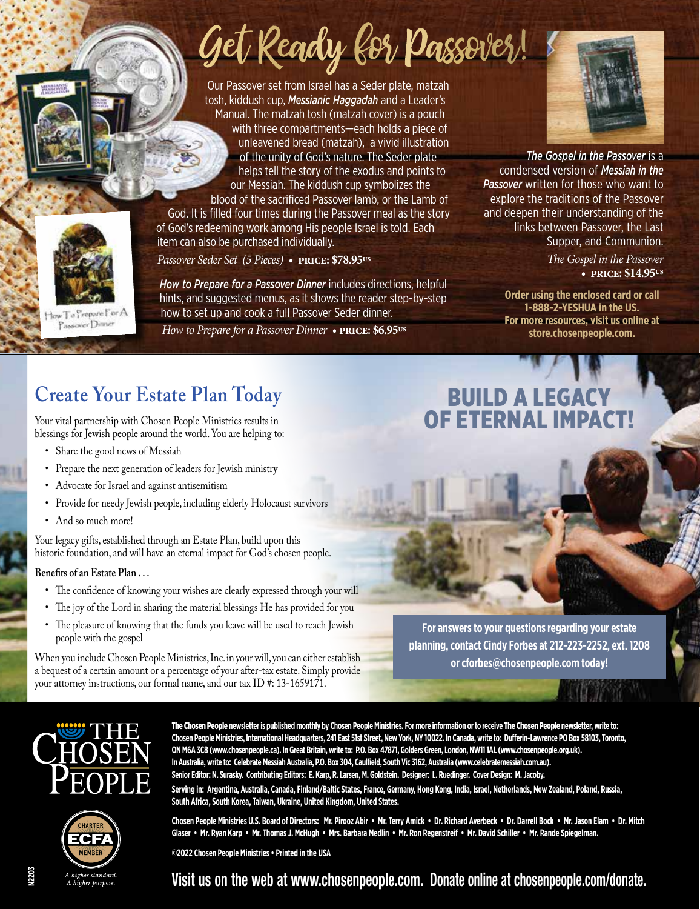# Get Ready for Passover!

Our Passover set from Israel has a Seder plate, matzah tosh, kiddush cup, *Messianic Haggadah* and a Leader's Manual. The matzah tosh (matzah cover) is a pouch with three compartments—each holds a piece of unleavened bread (matzah), a vivid illustration of the unity of God's nature. The Seder plate helps tell the story of the exodus and points to our Messiah. The kiddush cup symbolizes the blood of the sacrificed Passover lamb, or the Lamb of God. It is filled four times during the Passover meal as the story of God's redeeming work among His people Israel is told. Each item can also be purchased individually.

*Passover Seder Set (5 Pieces)* • **PRICE: $78.95US**

*How to Prepare for a Passover Dinner* includes directions, helpful hints, and suggested menus, as it shows the reader step-by-step how to set up and cook a full Passover Seder dinner.

*How to Prepare for a Passover Dinner* • **PRICE: $6.95US**

*The Gospel in the Passover* is a condensed version of *Messiah in the Passover* written for those who want to explore the traditions of the Passover and deepen their understanding of the links between Passover, the Last Supper, and Communion.

*The Gospel in the Passover* • **PRICE: $14.95US**

**Order using the enclosed card or call 1-888-2-YESHUA in the US. For more resources, visit us online at store.chosenpeople.com.**

## Create Your Estate Plan Today

# BUILD A LEGACY OF ETERNAL IMPACT!

Your vital partnership with Chosen People Ministries results in blessings for Jewish people around the world. You are helping to:

- Share the good news of Messiah
- Prepare the next generation of leaders for Jewish ministry
- Advocate for Israel and against antisemitism
- Provide for needy Jewish people, including elderly Holocaust survivors
- And so much more!

Your legacy gifts, established through an Estate Plan, build upon this historic foundation, and will have an eternal impact for God's chosen people.

**Benefits of an Estate Plan . . .**

- The confidence of knowing your wishes are clearly expressed through your will
- The joy of the Lord in sharing the material blessings He has provided for you
- The pleasure of knowing that the funds you leave will be used to reach Jewish people with the gospel

When you include Chosen People Ministries, Inc. in your will, you can either establish a bequest of a certain amount or a percentage of your after-tax estate. Simply provide your attorney instructions, our formal name, and our tax ID #: 13-1659171.

**For answers to your questions regarding your estate planning, contact Cindy Forbes at 212-223-2252, ext. 1208 or cforbes@chosenpeople.com today!**

THE CHOSEN PEOPLE

CHARTER ECFA MEMBER

*A higher standard. A higher purpose.*

**The Chosen People** newsletter is published monthly by Chosen People Ministries. For more information or to receive **The Chosen People** newsletter, write to: Chosen People Ministries, International Headquarters, 241 East 51st Street, New York, NY 10022. In Canada, write to: Dufferin-Lawrence PO Box 58103, Toronto, ON M6A 3C8 (www.chosenpeople.ca). In Great Britain, write to: P.O. Box 47871, Golders Green, London, NW11 1AL (www.chosenpeople.org.uk). In Australia, write to: Celebrate Messiah Australia, P.O. Box 304, Caulfield, South Vic 3162, Australia (www.celebratemessiah.com.au).

Senior Editor: N. Surasky. Contributing Editors: E. Karp, R. Larsen, M. Goldstein. Designer: L. Ruedinger. Cover Design: M. Jacoby.

Serving in: Argentina, Australia, Canada, Finland/Baltic States, France, Germany, Hong Kong, India, Israel, Netherlands, New Zealand, Poland, Russia, South Africa, South Korea, Taiwan, Ukraine, United Kingdom, United States.

Chosen People Ministries U.S. Board of Directors: Mr. Pirooz Abir • Mr. Terry Amick • Dr. Richard Averbeck • Dr. Darrell Bock • Mr. Jason Elam • Dr. Mitch Glaser • Mr. Ryan Karp • Mr. Thomas J. McHugh • Mrs. Barbara Medlin • Mr. Ron Regenstreif • Mr. David Schiller • Mr. Rande Spiegelman.

©2022 Chosen People Ministries • Printed in the USA

N2203

**Visit us on the web at www.chosenpeople.com. Donate online at chosenpeople.com/donate.**